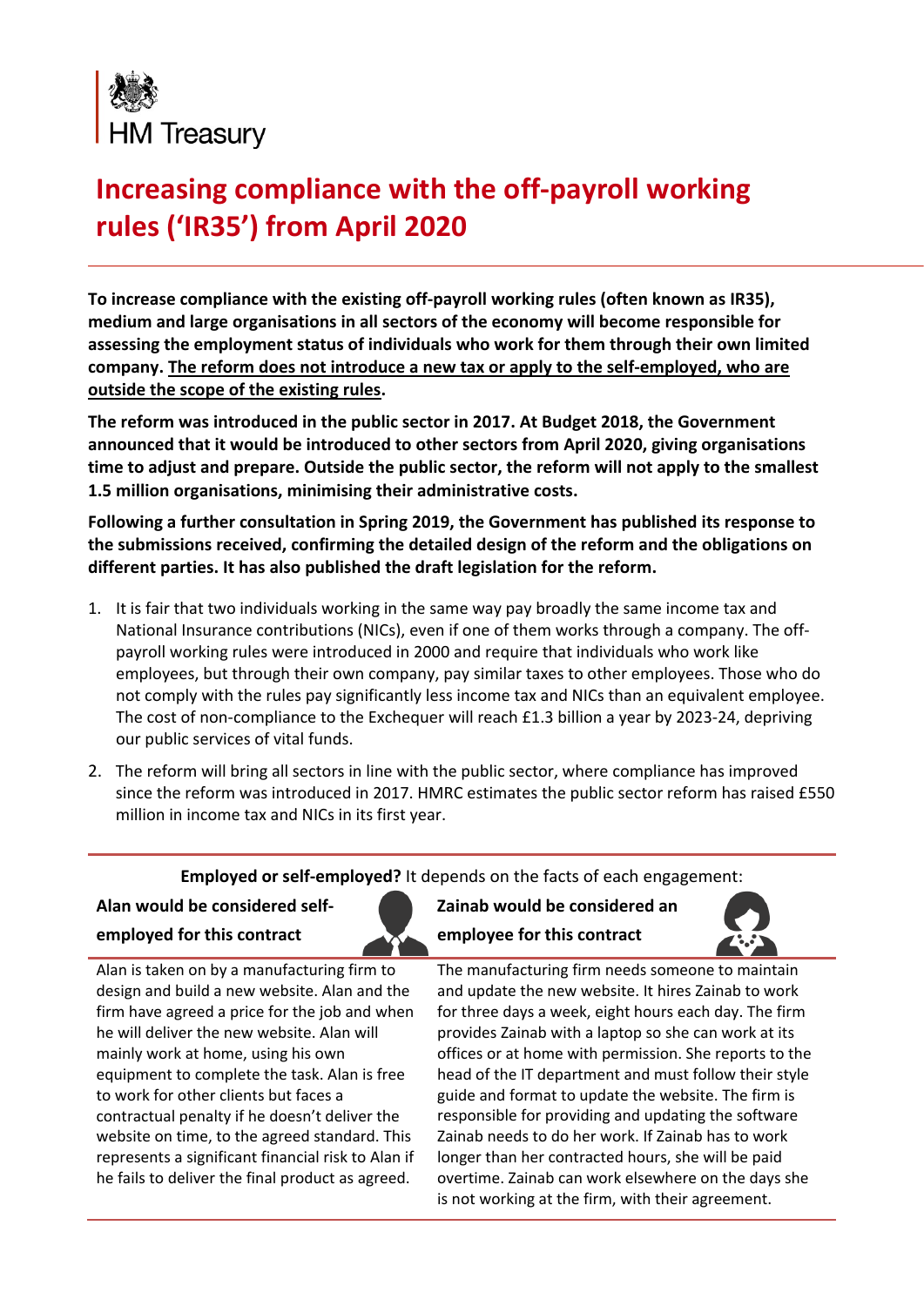HM Treasury

# Increasing compliance with the off-payroll working rules ('IR35') from April 2020

**To increase compliance with the existing off-payroll working rules (often known as IR35), medium and large organisations in all sectors of the economy will become responsible for assessing the employment status of individuals who work for them through their own limited company. <u>The reform does not introduce a new tax or apply to the self-employed, who are outside the scope of the existing rules</u>.**

**The reform was introduced in the public sector in 2017. At Budget 2018, the Government announced that it would be introduced to other sectors from April 2020, giving organisations time to adjust and prepare. Outside the public sector, the reform will not apply to the smallest 1.5 million organisations, minimising their administrative costs.**

**Following a further consultation in Spring 2019, the Government has published its response to the submissions received, confirming the detailed design of the reform and the obligations on different parties. It has also published the draft legislation for the reform.**

1. It is fair that two individuals working in the same way pay broadly the same income tax and National Insurance contributions (NICs), even if one of them works through a company. The off-payroll working rules were introduced in 2000 and require that individuals who work like employees, but through their own company, pay similar taxes to other employees. Those who do not comply with the rules pay significantly less income tax and NICs than an equivalent employee. The cost of non-compliance to the Exchequer will reach £1.3 billion a year by 2023-24, depriving our public services of vital funds.
2. The reform will bring all sectors in line with the public sector, where compliance has improved since the reform was introduced in 2017. HMRC estimates the public sector reform has raised £550 million in income tax and NICs in its first year.

**Employed or self-employed?** It depends on the facts of each engagement:

**Alan would be considered self-employed for this contract**

Alan is taken on by a manufacturing firm to design and build a new website. Alan and the firm have agreed a price for the job and when he will deliver the new website. Alan will mainly work at home, using his own equipment to complete the task. Alan is free to work for other clients but faces a contractual penalty if he doesn't deliver the website on time, to the agreed standard. This represents a significant financial risk to Alan if he fails to deliver the final product as agreed.

**Zainab would be considered an employee for this contract**

The manufacturing firm needs someone to maintain and update the new website. It hires Zainab to work for three days a week, eight hours each day. The firm provides Zainab with a laptop so she can work at its offices or at home with permission. She reports to the head of the IT department and must follow their style guide and format to update the website. The firm is responsible for providing and updating the software Zainab needs to do her work. If Zainab has to work longer than her contracted hours, she will be paid overtime. Zainab can work elsewhere on the days she is not working at the firm, with their agreement.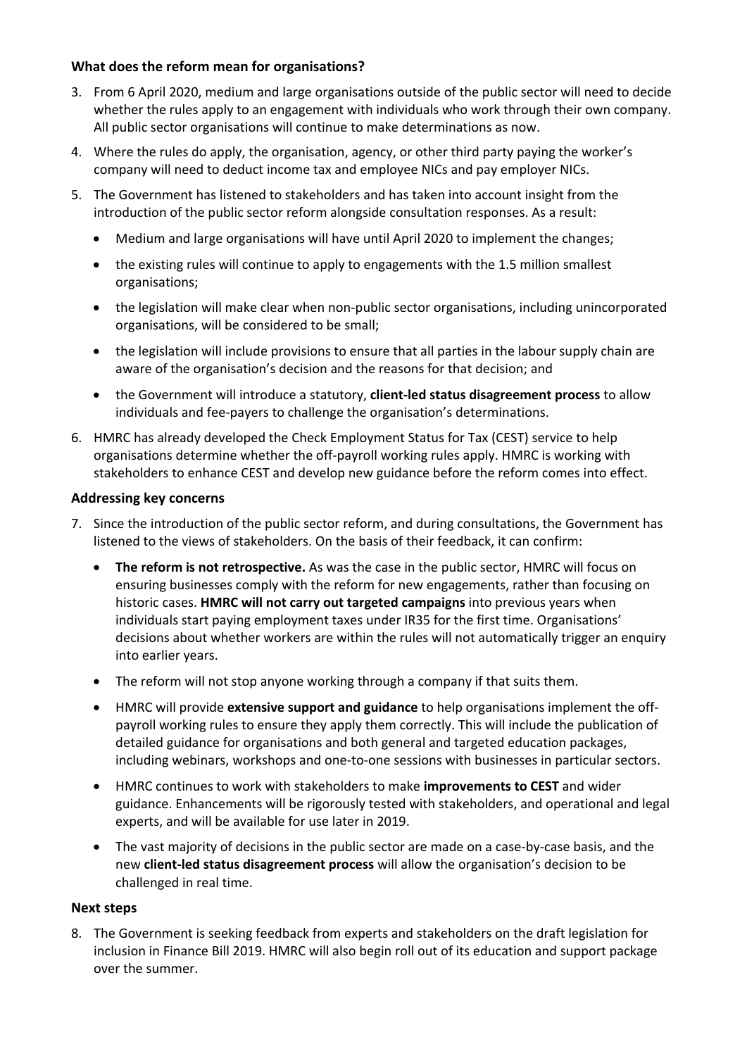### What does the reform mean for organisations?

3. From 6 April 2020, medium and large organisations outside of the public sector will need to decide whether the rules apply to an engagement with individuals who work through their own company. All public sector organisations will continue to make determinations as now.

4. Where the rules do apply, the organisation, agency, or other third party paying the worker's company will need to deduct income tax and employee NICs and pay employer NICs.

5. The Government has listened to stakeholders and has taken into account insight from the introduction of the public sector reform alongside consultation responses. As a result:

   - Medium and large organisations will have until April 2020 to implement the changes;
   - the existing rules will continue to apply to engagements with the 1.5 million smallest organisations;
   - the legislation will make clear when non-public sector organisations, including unincorporated organisations, will be considered to be small;
   - the legislation will include provisions to ensure that all parties in the labour supply chain are aware of the organisation's decision and the reasons for that decision; and
   - the Government will introduce a statutory, **client-led status disagreement process** to allow individuals and fee-payers to challenge the organisation's determinations.

6. HMRC has already developed the Check Employment Status for Tax (CEST) service to help organisations determine whether the off-payroll working rules apply. HMRC is working with stakeholders to enhance CEST and develop new guidance before the reform comes into effect.

### Addressing key concerns

7. Since the introduction of the public sector reform, and during consultations, the Government has listened to the views of stakeholders. On the basis of their feedback, it can confirm:

   - **The reform is not retrospective.** As was the case in the public sector, HMRC will focus on ensuring businesses comply with the reform for new engagements, rather than focusing on historic cases. **HMRC will not carry out targeted campaigns** into previous years when individuals start paying employment taxes under IR35 for the first time. Organisations' decisions about whether workers are within the rules will not automatically trigger an enquiry into earlier years.
   - The reform will not stop anyone working through a company if that suits them.
   - HMRC will provide **extensive support and guidance** to help organisations implement the off-payroll working rules to ensure they apply them correctly. This will include the publication of detailed guidance for organisations and both general and targeted education packages, including webinars, workshops and one-to-one sessions with businesses in particular sectors.
   - HMRC continues to work with stakeholders to make **improvements to CEST** and wider guidance. Enhancements will be rigorously tested with stakeholders, and operational and legal experts, and will be available for use later in 2019.
   - The vast majority of decisions in the public sector are made on a case-by-case basis, and the new **client-led status disagreement process** will allow the organisation's decision to be challenged in real time.

### Next steps

8. The Government is seeking feedback from experts and stakeholders on the draft legislation for inclusion in Finance Bill 2019. HMRC will also begin roll out of its education and support package over the summer.